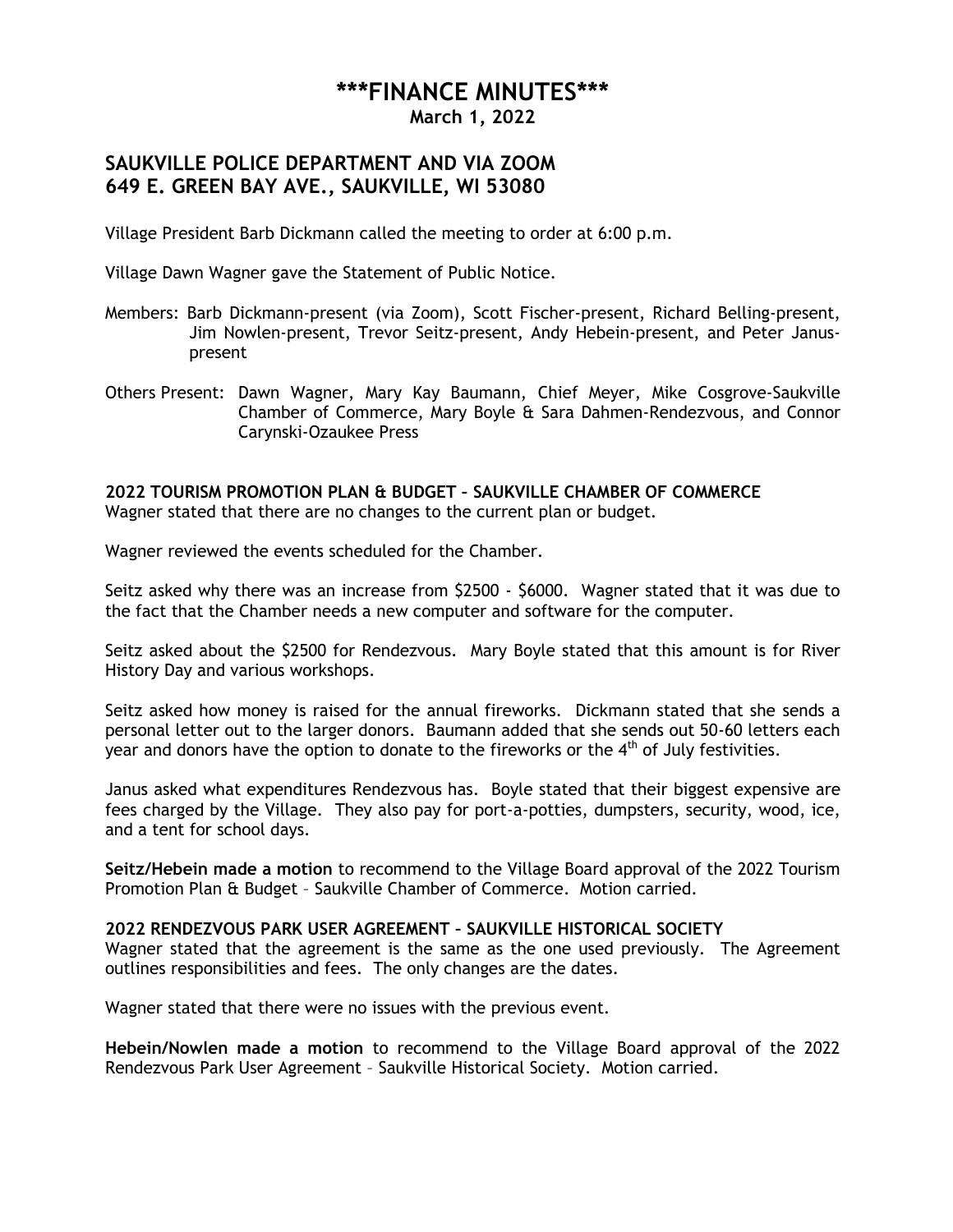# \*\*\*FINANCE MINUTES\*\*\*

**March 1, 2022**

## SAUKVILLE POLICE DEPARTMENT AND VIA ZOOM
## 649 E. GREEN BAY AVE., SAUKVILLE, WI 53080

Village President Barb Dickmann called the meeting to order at 6:00 p.m.

Village Dawn Wagner gave the Statement of Public Notice.

Members: Barb Dickmann-present (via Zoom), Scott Fischer-present, Richard Belling-present, Jim Nowlen-present, Trevor Seitz-present, Andy Hebein-present, and Peter Janus-present

Others Present: Dawn Wagner, Mary Kay Baumann, Chief Meyer, Mike Cosgrove-Saukville Chamber of Commerce, Mary Boyle & Sara Dahmen-Rendezvous, and Connor Carynski-Ozaukee Press

**2022 TOURISM PROMOTION PLAN & BUDGET – SAUKVILLE CHAMBER OF COMMERCE**

Wagner stated that there are no changes to the current plan or budget.

Wagner reviewed the events scheduled for the Chamber.

Seitz asked why there was an increase from $2500 - $6000. Wagner stated that it was due to the fact that the Chamber needs a new computer and software for the computer.

Seitz asked about the $2500 for Rendezvous. Mary Boyle stated that this amount is for River History Day and various workshops.

Seitz asked how money is raised for the annual fireworks. Dickmann stated that she sends a personal letter out to the larger donors. Baumann added that she sends out 50-60 letters each year and donors have the option to donate to the fireworks or the 4th of July festivities.

Janus asked what expenditures Rendezvous has. Boyle stated that their biggest expensive are fees charged by the Village. They also pay for port-a-potties, dumpsters, security, wood, ice, and a tent for school days.

**Seitz/Hebein made a motion** to recommend to the Village Board approval of the 2022 Tourism Promotion Plan & Budget – Saukville Chamber of Commerce. Motion carried.

**2022 RENDEZVOUS PARK USER AGREEMENT – SAUKVILLE HISTORICAL SOCIETY**

Wagner stated that the agreement is the same as the one used previously. The Agreement outlines responsibilities and fees. The only changes are the dates.

Wagner stated that there were no issues with the previous event.

**Hebein/Nowlen made a motion** to recommend to the Village Board approval of the 2022 Rendezvous Park User Agreement – Saukville Historical Society. Motion carried.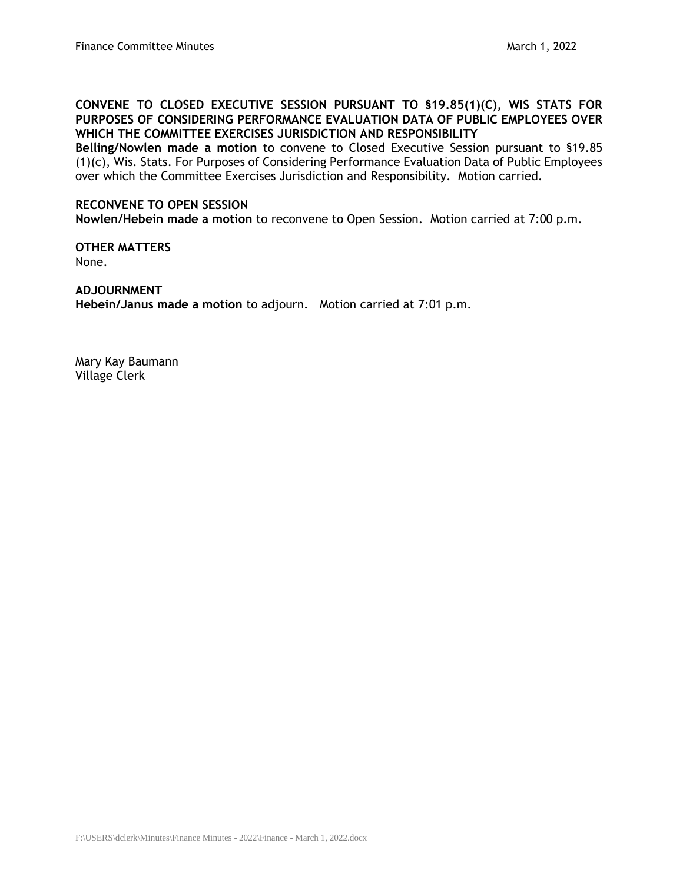**CONVENE TO CLOSED EXECUTIVE SESSION PURSUANT TO §19.85(1)(C), WIS STATS FOR PURPOSES OF CONSIDERING PERFORMANCE EVALUATION DATA OF PUBLIC EMPLOYEES OVER WHICH THE COMMITTEE EXERCISES JURISDICTION AND RESPONSIBILITY**

**Belling/Nowlen made a motion** to convene to Closed Executive Session pursuant to §19.85 (1)(c), Wis. Stats. For Purposes of Considering Performance Evaluation Data of Public Employees over which the Committee Exercises Jurisdiction and Responsibility. Motion carried.

**RECONVENE TO OPEN SESSION**

**Nowlen/Hebein made a motion** to reconvene to Open Session. Motion carried at 7:00 p.m.

**OTHER MATTERS**

None.

**ADJOURNMENT**

**Hebein/Janus made a motion** to adjourn. Motion carried at 7:01 p.m.

Mary Kay Baumann
Village Clerk